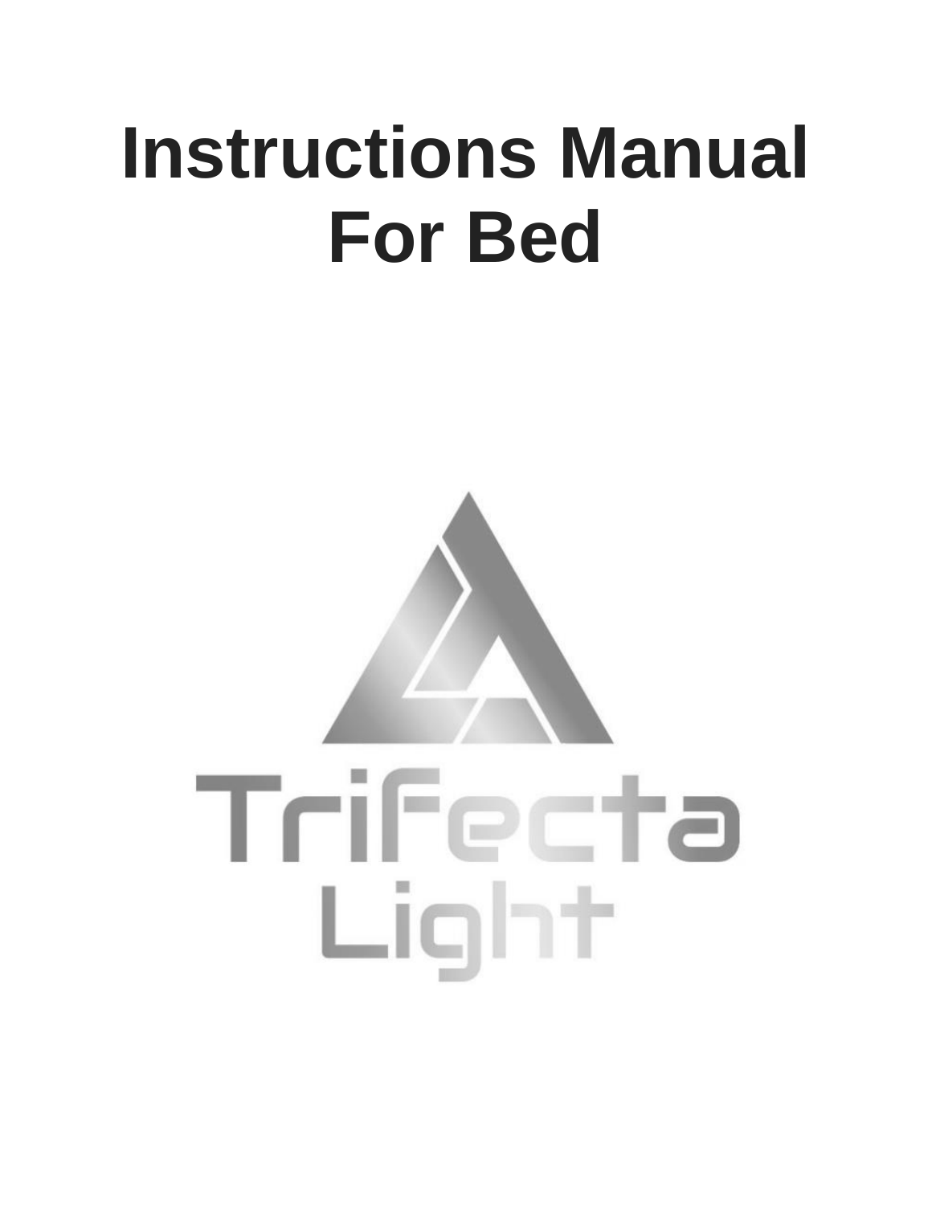# Instructions Manual For Bed

Trifecta Light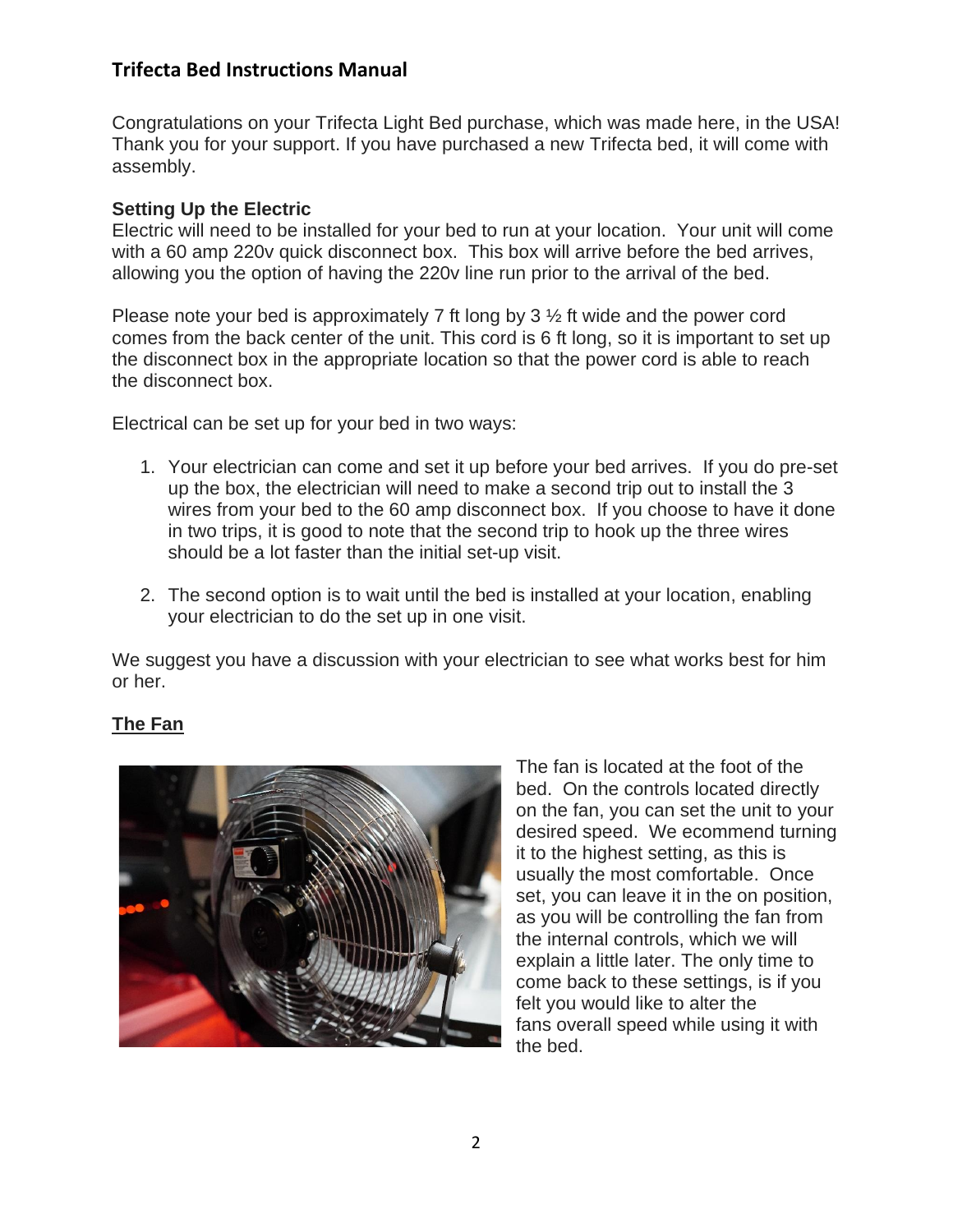## Trifecta Bed Instructions Manual

Congratulations on your Trifecta Light Bed purchase, which was made here, in the USA! Thank you for your support. If you have purchased a new Trifecta bed, it will come with assembly.

### Setting Up the Electric

Electric will need to be installed for your bed to run at your location. Your unit will come with a 60 amp 220v quick disconnect box. This box will arrive before the bed arrives, allowing you the option of having the 220v line run prior to the arrival of the bed.

Please note your bed is approximately 7 ft long by 3 ½ ft wide and the power cord comes from the back center of the unit. This cord is 6 ft long, so it is important to set up the disconnect box in the appropriate location so that the power cord is able to reach the disconnect box.

Electrical can be set up for your bed in two ways:

1. Your electrician can come and set it up before your bed arrives. If you do pre-set up the box, the electrician will need to make a second trip out to install the 3 wires from your bed to the 60 amp disconnect box. If you choose to have it done in two trips, it is good to note that the second trip to hook up the three wires should be a lot faster than the initial set-up visit.

2. The second option is to wait until the bed is installed at your location, enabling your electrician to do the set up in one visit.

We suggest you have a discussion with your electrician to see what works best for him or her.

### The Fan

The fan is located at the foot of the bed. On the controls located directly on the fan, you can set the unit to your desired speed. We ecommend turning it to the highest setting, as this is usually the most comfortable. Once set, you can leave it in the on position, as you will be controlling the fan from the internal controls, which we will explain a little later. The only time to come back to these settings, is if you felt you would like to alter the fans overall speed while using it with the bed.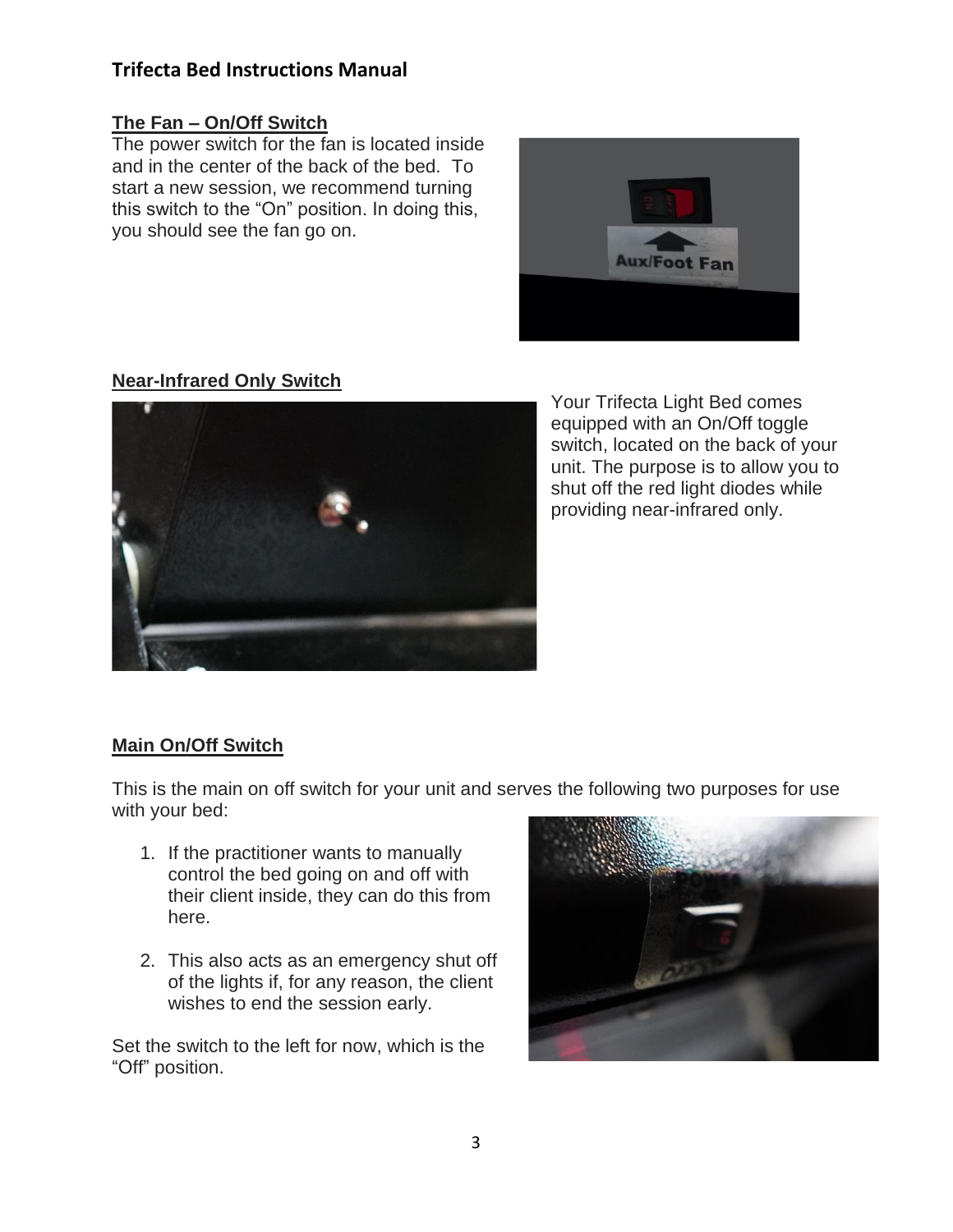# Trifecta Bed Instructions Manual

## The Fan – On/Off Switch

The power switch for the fan is located inside and in the center of the back of the bed. To start a new session, we recommend turning this switch to the "On" position. In doing this, you should see the fan go on.

## Near-Infrared Only Switch

Your Trifecta Light Bed comes equipped with an On/Off toggle switch, located on the back of your unit. The purpose is to allow you to shut off the red light diodes while providing near-infrared only.

## Main On/Off Switch

This is the main on off switch for your unit and serves the following two purposes for use with your bed:

1. If the practitioner wants to manually control the bed going on and off with their client inside, they can do this from here.
2. This also acts as an emergency shut off of the lights if, for any reason, the client wishes to end the session early.

Set the switch to the left for now, which is the "Off" position.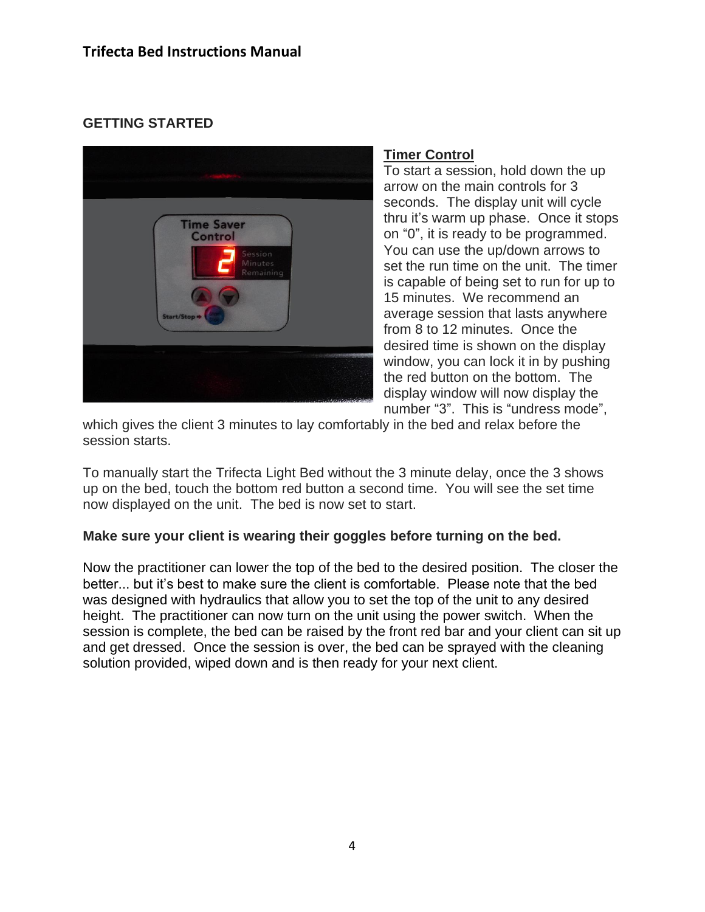## GETTING STARTED

### Timer Control

To start a session, hold down the up arrow on the main controls for 3 seconds. The display unit will cycle thru it's warm up phase. Once it stops on "0", it is ready to be programmed. You can use the up/down arrows to set the run time on the unit. The timer is capable of being set to run for up to 15 minutes. We recommend an average session that lasts anywhere from 8 to 12 minutes. Once the desired time is shown on the display window, you can lock it in by pushing the red button on the bottom. The display window will now display the number "3". This is "undress mode", which gives the client 3 minutes to lay comfortably in the bed and relax before the session starts.

To manually start the Trifecta Light Bed without the 3 minute delay, once the 3 shows up on the bed, touch the bottom red button a second time. You will see the set time now displayed on the unit. The bed is now set to start.

**Make sure your client is wearing their goggles before turning on the bed.**

Now the practitioner can lower the top of the bed to the desired position. The closer the better... but it's best to make sure the client is comfortable. Please note that the bed was designed with hydraulics that allow you to set the top of the unit to any desired height. The practitioner can now turn on the unit using the power switch. When the session is complete, the bed can be raised by the front red bar and your client can sit up and get dressed. Once the session is over, the bed can be sprayed with the cleaning solution provided, wiped down and is then ready for your next client.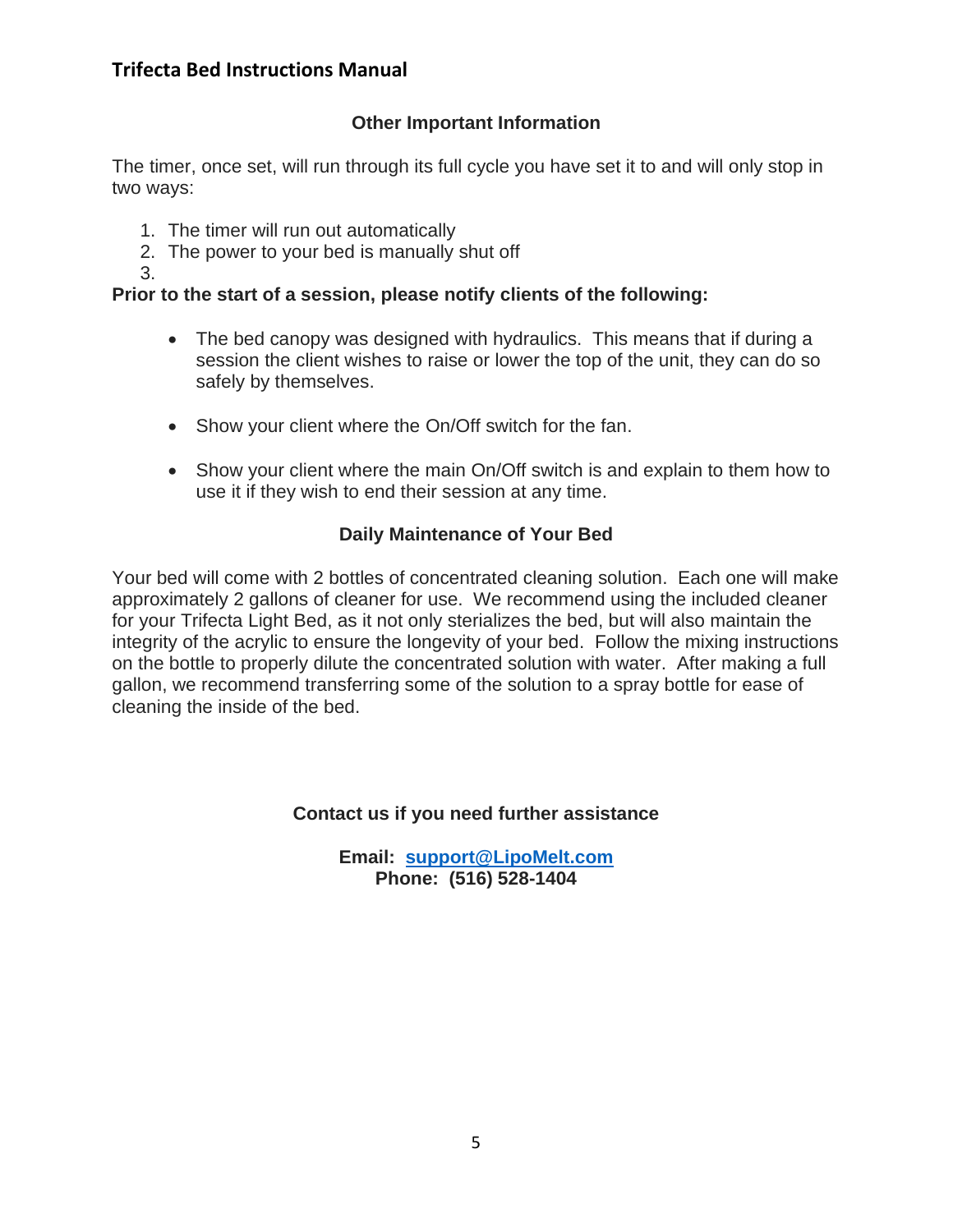## Other Important Information

The timer, once set, will run through its full cycle you have set it to and will only stop in two ways:

1. The timer will run out automatically
2. The power to your bed is manually shut off
3.

**Prior to the start of a session, please notify clients of the following:**

- The bed canopy was designed with hydraulics. This means that if during a session the client wishes to raise or lower the top of the unit, they can do so safely by themselves.
- Show your client where the On/Off switch for the fan.
- Show your client where the main On/Off switch is and explain to them how to use it if they wish to end their session at any time.

## Daily Maintenance of Your Bed

Your bed will come with 2 bottles of concentrated cleaning solution. Each one will make approximately 2 gallons of cleaner for use. We recommend using the included cleaner for your Trifecta Light Bed, as it not only sterializes the bed, but will also maintain the integrity of the acrylic to ensure the longevity of your bed. Follow the mixing instructions on the bottle to properly dilute the concentrated solution with water. After making a full gallon, we recommend transferring some of the solution to a spray bottle for ease of cleaning the inside of the bed.

**Contact us if you need further assistance**

**Email: support@LipoMelt.com**
**Phone: (516) 528-1404**